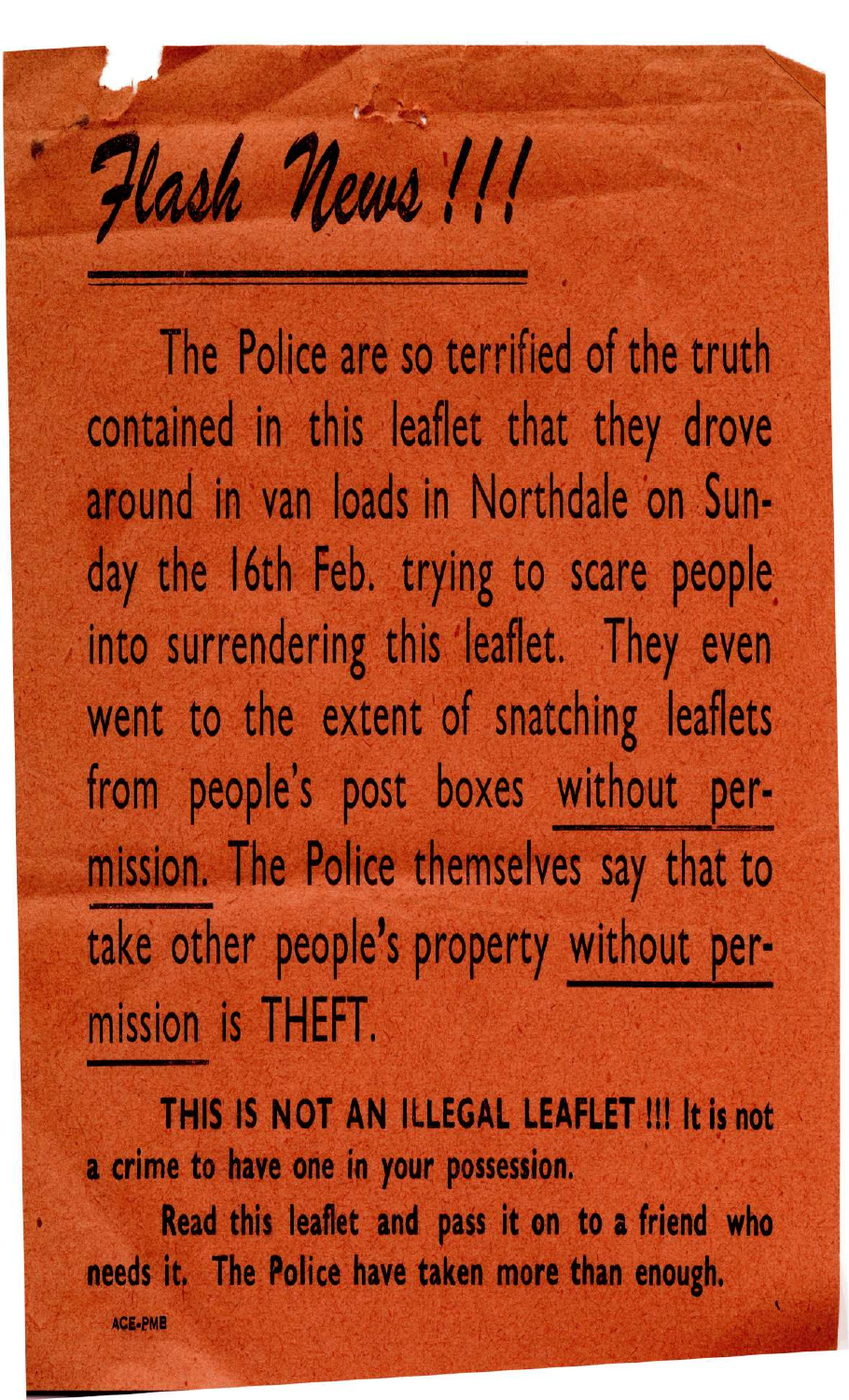# *Flash News !!!*

The Police are so terrified of the truth contained in this leaflet that they drove around in van loads in Northdale on Sunday the 16th Feb. trying to scare people into surrendering this leaflet. They even went to the extent of snatching leaflets from people's post boxes without permission. The Police themselves say that to take other people's property without permission is THEFT.

**THIS IS NOT AN ILLEGAL LEAFLET !!! It is not a crime to have one in your possession.**

**Read this leaflet and pass it on to a friend who needs it. The Police have taken more than enough.**

ACE-PMB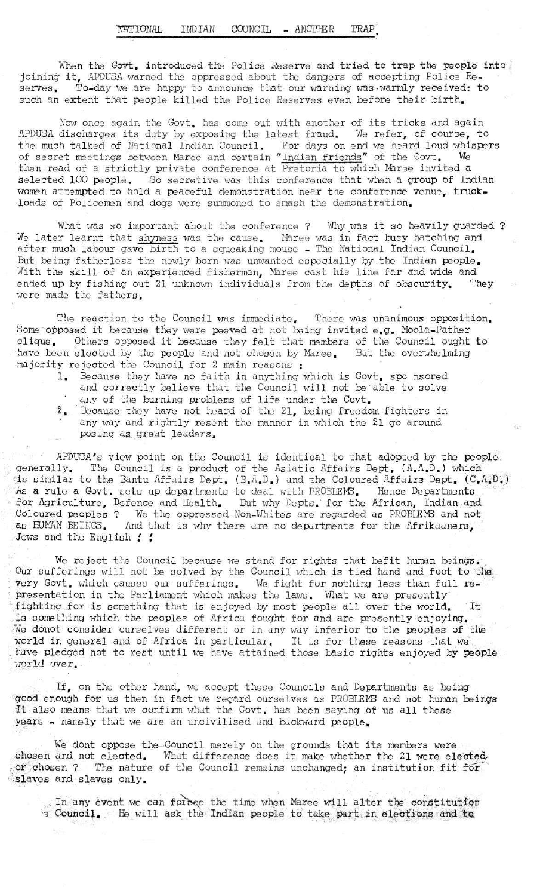# NATIONAL INDIAN COUNCIL - ANOTHER TRAP.

When the Govt. introduced the Police Reserve and tried to trap the people into joining it, APDUSA warned the oppressed about the dangers of accepting Police Reserves. To-day we are happy to announce that our warning was warmly received: to such an extent that people killed the Police Reserves even before their birth.

Now once again the Govt. has come out with another of its tricks and again APDUSA discharges its duty by exposing the latest fraud. We refer, of course, to the much talked of National Indian Council. For days on end we heard loud whispers of secret meetings between Maree and certain "Indian friends" of the Govt. We then read of a strictly private conference at Pretoria to which Maree invited a selected 100 people. So secretive was this conference that when a group of Indian women attempted to hold a peaceful demonstration near the conference venue, truck-loads of Policemen and dogs were summoned to smash the demonstration.

What was so important about the conference ? Why was it so heavily guarded ? We later learnt that shyness was the cause. Maree was in fact busy hatching and after much labour gave birth to a squeaking mouse - The National Indian Council. But being fatherless the newly born was unwanted especially by the Indian people. With the skill of an experienced fisherman, Maree cast his line far and wide and ended up by fishing out 21 unknown individuals from the depths of obscurity. They were made the fathers.

The reaction to the Council was immediate. There was unanimous opposition. Some opposed it because they were peeved at not being invited e.g. Moola-Pather clique. Others opposed it because they felt that members of the Council ought to have been elected by the people and not chosen by Maree. But the overwhelming majority rejected the Council for 2 main reasons :

1. Because they have no faith in anything which is Govt. sponsored and correctly believe that the Council will not be able to solve any of the burning problems of life under the Govt.
2. Because they have not heard of the 21, being freedom fighters in any way and rightly resent the manner in which the 21 go around posing as great leaders.

APDUSA's view point on the Council is identical to that adopted by the people generally. The Council is a product of the Asiatic Affairs Dept. (A.A.D.) which is similar to the Bantu Affairs Dept. (B.A.D.) and the Coloured Affairs Dept. (C.A.D.) As a rule a Govt. sets up departments to deal with PROBLEMS. Hence Departments for Agriculture, Defence and Health. But why Depts. for the African, Indian and Coloured peoples ? We the oppressed Non-Whites are regarded as PROBLEMS and not as HUMAN BEINGS. And that is why there are no departments for the Afrikaaners, Jews and the English ! !

We reject the Council because we stand for rights that befit human beings. Our sufferings will not be solved by the Council which is tied hand and foot to the very Govt. which causes our sufferings. We fight for nothing less than full representation in the Parliament which makes the laws. What we are presently fighting for is something that is enjoyed by most people all over the world. It is something which the peoples of Africa fought for and are presently enjoying. We donot consider ourselves different or in any way inferior to the peoples of the world in general and of Africa in particular. It is for these reasons that we have pledged not to rest until we have attained those basic rights enjoyed by people world over.

If, on the other hand, we accept these Councils and Departments as being good enough for us then in fact we regard ourselves as PROBLEMS and not human beings It also means that we confirm what the Govt. has been saying of us all these years - namely that we are an uncivilised and backward people.

We dont oppose the Council merely on the grounds that its members were chosen and not elected. What difference does it make whether the 21 were elected or chosen ? The nature of the Council remains unchanged; an institution fit for slaves and slaves only.

In any event we can forsee the time when Maree will alter the constitution of Council. He will ask the Indian people to take part in elections and to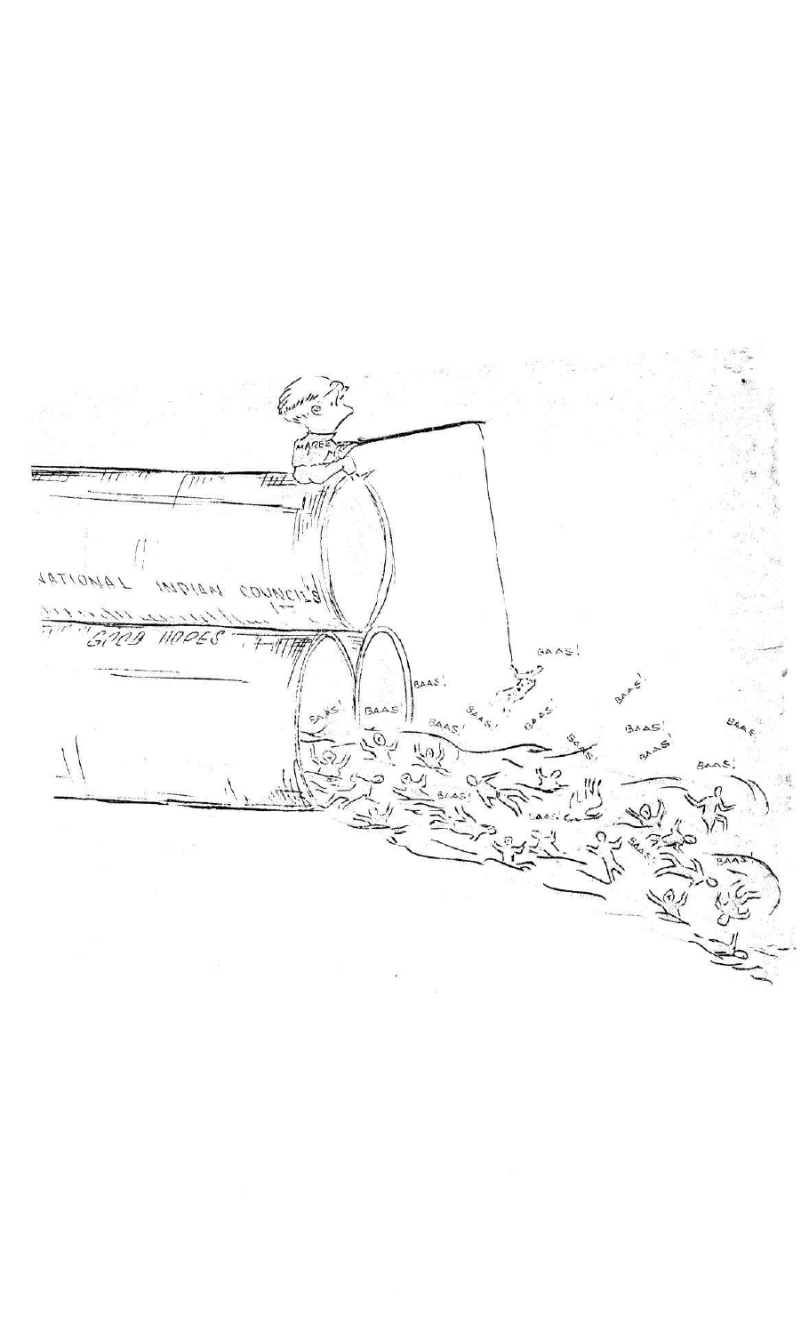MAREE

NATIONAL INDIAN COUNCIL'S

GOOD HOPES

BAAS!